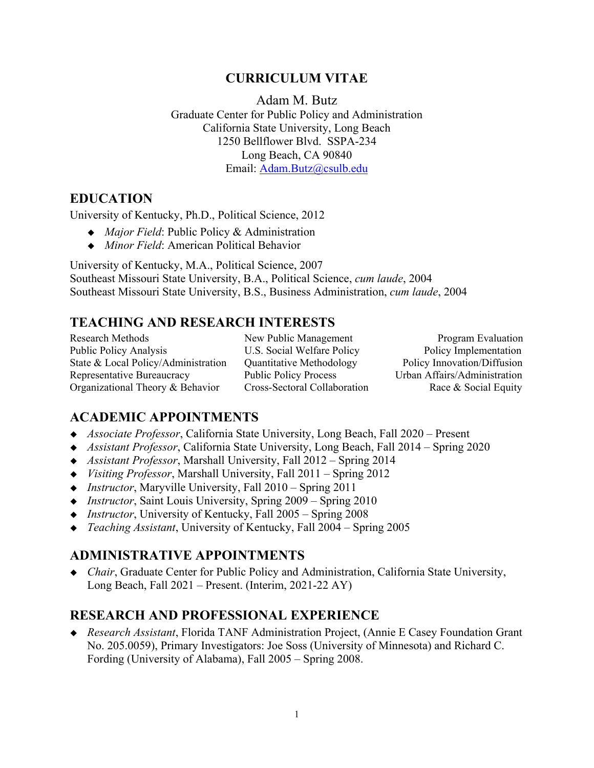# CURRICULUM VITAE

Adam M. Butz
Graduate Center for Public Policy and Administration
California State University, Long Beach
1250 Bellflower Blvd. SSPA-234
Long Beach, CA 90840
Email: Adam.Butz@csulb.edu

## EDUCATION

University of Kentucky, Ph.D., Political Science, 2012

- *Major Field*: Public Policy & Administration
- *Minor Field*: American Political Behavior

University of Kentucky, M.A., Political Science, 2007
Southeast Missouri State University, B.A., Political Science, *cum laude*, 2004
Southeast Missouri State University, B.S., Business Administration, *cum laude*, 2004

## TEACHING AND RESEARCH INTERESTS

Research Methods
Public Policy Analysis
State & Local Policy/Administration
Representative Bureaucracy
Organizational Theory & Behavior
New Public Management
U.S. Social Welfare Policy
Quantitative Methodology
Public Policy Process
Cross-Sectoral Collaboration
Program Evaluation
Policy Implementation
Policy Innovation/Diffusion
Urban Affairs/Administration
Race & Social Equity

## ACADEMIC APPOINTMENTS

- *Associate Professor*, California State University, Long Beach, Fall 2020 – Present
- *Assistant Professor*, California State University, Long Beach, Fall 2014 – Spring 2020
- *Assistant Professor*, Marshall University, Fall 2012 – Spring 2014
- *Visiting Professor*, Marshall University, Fall 2011 – Spring 2012
- *Instructor*, Maryville University, Fall 2010 – Spring 2011
- *Instructor*, Saint Louis University, Spring 2009 – Spring 2010
- *Instructor*, University of Kentucky, Fall 2005 – Spring 2008
- *Teaching Assistant*, University of Kentucky, Fall 2004 – Spring 2005

## ADMINISTRATIVE APPOINTMENTS

- *Chair*, Graduate Center for Public Policy and Administration, California State University, Long Beach, Fall 2021 – Present. (Interim, 2021-22 AY)

## RESEARCH AND PROFESSIONAL EXPERIENCE

- *Research Assistant*, Florida TANF Administration Project, (Annie E Casey Foundation Grant No. 205.0059), Primary Investigators: Joe Soss (University of Minnesota) and Richard C. Fording (University of Alabama), Fall 2005 – Spring 2008.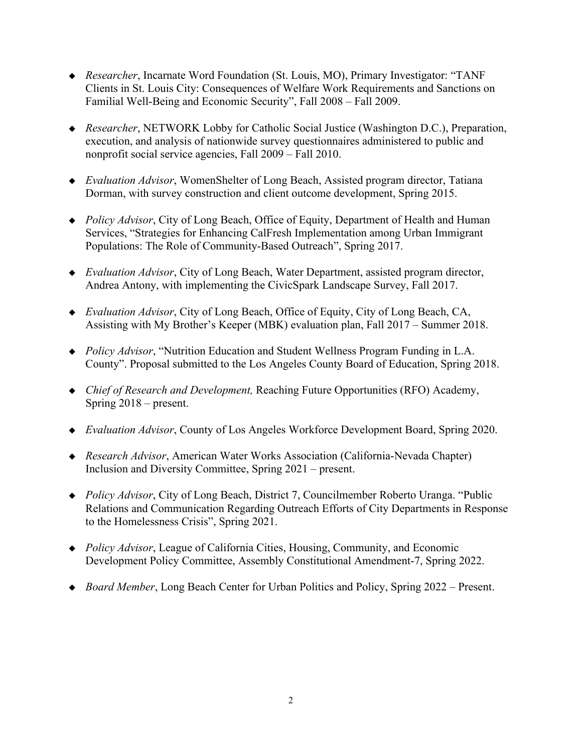- *Researcher*, Incarnate Word Foundation (St. Louis, MO), Primary Investigator: "TANF Clients in St. Louis City: Consequences of Welfare Work Requirements and Sanctions on Familial Well-Being and Economic Security", Fall 2008 – Fall 2009.

- *Researcher*, NETWORK Lobby for Catholic Social Justice (Washington D.C.), Preparation, execution, and analysis of nationwide survey questionnaires administered to public and nonprofit social service agencies, Fall 2009 – Fall 2010.

- *Evaluation Advisor*, WomenShelter of Long Beach, Assisted program director, Tatiana Dorman, with survey construction and client outcome development, Spring 2015.

- *Policy Advisor*, City of Long Beach, Office of Equity, Department of Health and Human Services, "Strategies for Enhancing CalFresh Implementation among Urban Immigrant Populations: The Role of Community-Based Outreach", Spring 2017.

- *Evaluation Advisor*, City of Long Beach, Water Department, assisted program director, Andrea Antony, with implementing the CivicSpark Landscape Survey, Fall 2017.

- *Evaluation Advisor*, City of Long Beach, Office of Equity, City of Long Beach, CA, Assisting with My Brother's Keeper (MBK) evaluation plan, Fall 2017 – Summer 2018.

- *Policy Advisor*, "Nutrition Education and Student Wellness Program Funding in L.A. County". Proposal submitted to the Los Angeles County Board of Education, Spring 2018.

- *Chief of Research and Development,* Reaching Future Opportunities (RFO) Academy, Spring 2018 – present.

- *Evaluation Advisor*, County of Los Angeles Workforce Development Board, Spring 2020.

- *Research Advisor*, American Water Works Association (California-Nevada Chapter) Inclusion and Diversity Committee, Spring 2021 – present.

- *Policy Advisor*, City of Long Beach, District 7, Councilmember Roberto Uranga. "Public Relations and Communication Regarding Outreach Efforts of City Departments in Response to the Homelessness Crisis", Spring 2021.

- *Policy Advisor*, League of California Cities, Housing, Community, and Economic Development Policy Committee, Assembly Constitutional Amendment-7, Spring 2022.

- *Board Member*, Long Beach Center for Urban Politics and Policy, Spring 2022 – Present.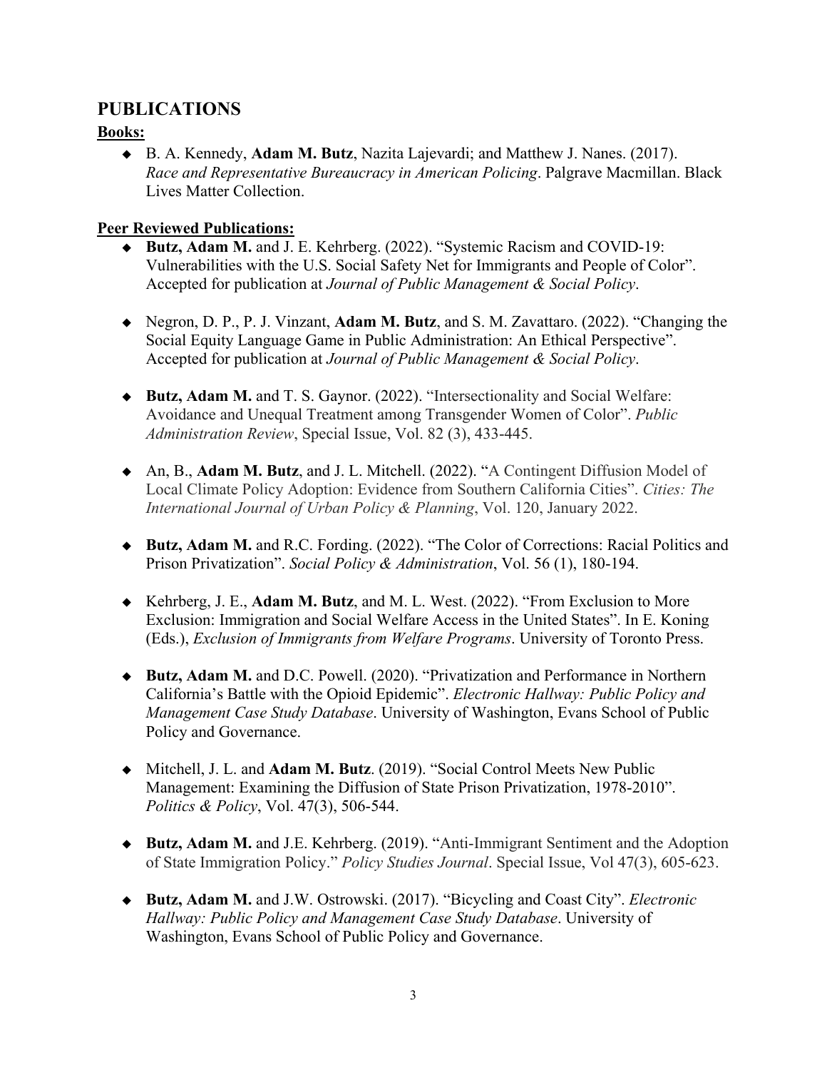## PUBLICATIONS

**Books:**

- B. A. Kennedy, **Adam M. Butz**, Nazita Lajevardi; and Matthew J. Nanes. (2017). *Race and Representative Bureaucracy in American Policing*. Palgrave Macmillan. Black Lives Matter Collection.

**Peer Reviewed Publications:**

- **Butz, Adam M.** and J. E. Kehrberg. (2022). "Systemic Racism and COVID-19: Vulnerabilities with the U.S. Social Safety Net for Immigrants and People of Color". Accepted for publication at *Journal of Public Management & Social Policy*.

- Negron, D. P., P. J. Vinzant, **Adam M. Butz**, and S. M. Zavattaro. (2022). "Changing the Social Equity Language Game in Public Administration: An Ethical Perspective". Accepted for publication at *Journal of Public Management & Social Policy*.

- **Butz, Adam M.** and T. S. Gaynor. (2022). "Intersectionality and Social Welfare: Avoidance and Unequal Treatment among Transgender Women of Color". *Public Administration Review*, Special Issue, Vol. 82 (3), 433-445.

- An, B., **Adam M. Butz**, and J. L. Mitchell. (2022). "A Contingent Diffusion Model of Local Climate Policy Adoption: Evidence from Southern California Cities". *Cities: The International Journal of Urban Policy & Planning*, Vol. 120, January 2022.

- **Butz, Adam M.** and R.C. Fording. (2022). "The Color of Corrections: Racial Politics and Prison Privatization". *Social Policy & Administration*, Vol. 56 (1), 180-194.

- Kehrberg, J. E., **Adam M. Butz**, and M. L. West. (2022). "From Exclusion to More Exclusion: Immigration and Social Welfare Access in the United States". In E. Koning (Eds.), *Exclusion of Immigrants from Welfare Programs*. University of Toronto Press.

- **Butz, Adam M.** and D.C. Powell. (2020). "Privatization and Performance in Northern California's Battle with the Opioid Epidemic". *Electronic Hallway: Public Policy and Management Case Study Database*. University of Washington, Evans School of Public Policy and Governance.

- Mitchell, J. L. and **Adam M. Butz**. (2019). "Social Control Meets New Public Management: Examining the Diffusion of State Prison Privatization, 1978-2010". *Politics & Policy*, Vol. 47(3), 506-544.

- **Butz, Adam M.** and J.E. Kehrberg. (2019). "Anti-Immigrant Sentiment and the Adoption of State Immigration Policy." *Policy Studies Journal*. Special Issue, Vol 47(3), 605-623.

- **Butz, Adam M.** and J.W. Ostrowski. (2017). "Bicycling and Coast City". *Electronic Hallway: Public Policy and Management Case Study Database*. University of Washington, Evans School of Public Policy and Governance.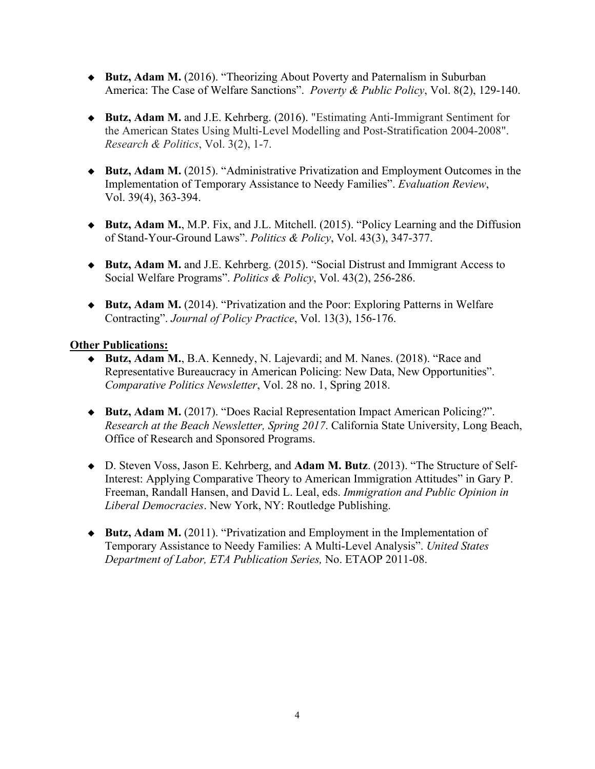- **Butz, Adam M.** (2016). “Theorizing About Poverty and Paternalism in Suburban America: The Case of Welfare Sanctions”. *Poverty & Public Policy*, Vol. 8(2), 129-140.

- **Butz, Adam M.** and J.E. Kehrberg. (2016). "Estimating Anti-Immigrant Sentiment for the American States Using Multi-Level Modelling and Post-Stratification 2004-2008". *Research & Politics*, Vol. 3(2), 1-7.

- **Butz, Adam M.** (2015). “Administrative Privatization and Employment Outcomes in the Implementation of Temporary Assistance to Needy Families”. *Evaluation Review*, Vol. 39(4), 363-394.

- **Butz, Adam M.**, M.P. Fix, and J.L. Mitchell. (2015). “Policy Learning and the Diffusion of Stand-Your-Ground Laws”. *Politics & Policy*, Vol. 43(3), 347-377.

- **Butz, Adam M.** and J.E. Kehrberg. (2015). “Social Distrust and Immigrant Access to Social Welfare Programs”. *Politics & Policy*, Vol. 43(2), 256-286.

- **Butz, Adam M.** (2014). “Privatization and the Poor: Exploring Patterns in Welfare Contracting”. *Journal of Policy Practice*, Vol. 13(3), 156-176.

**Other Publications:**

- **Butz, Adam M.**, B.A. Kennedy, N. Lajevardi; and M. Nanes. (2018). “Race and Representative Bureaucracy in American Policing: New Data, New Opportunities”. *Comparative Politics Newsletter*, Vol. 28 no. 1, Spring 2018.

- **Butz, Adam M.** (2017). “Does Racial Representation Impact American Policing?”. *Research at the Beach Newsletter, Spring 2017*. California State University, Long Beach, Office of Research and Sponsored Programs.

- D. Steven Voss, Jason E. Kehrberg, and **Adam M. Butz**. (2013). “The Structure of Self-Interest: Applying Comparative Theory to American Immigration Attitudes” in Gary P. Freeman, Randall Hansen, and David L. Leal, eds. *Immigration and Public Opinion in Liberal Democracies*. New York, NY: Routledge Publishing.

- **Butz, Adam M.** (2011). “Privatization and Employment in the Implementation of Temporary Assistance to Needy Families: A Multi-Level Analysis”. *United States Department of Labor, ETA Publication Series,* No. ETAOP 2011-08.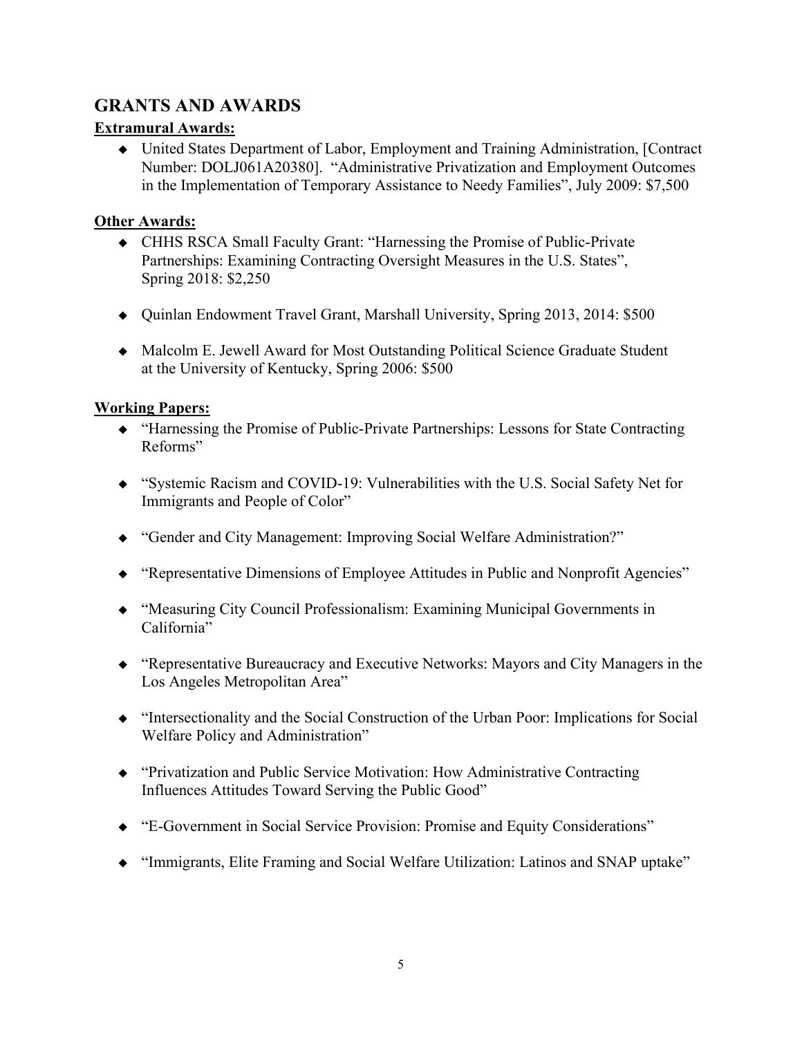## GRANTS AND AWARDS

**Extramural Awards:**

- United States Department of Labor, Employment and Training Administration, [Contract Number: DOLJ061A20380]. "Administrative Privatization and Employment Outcomes in the Implementation of Temporary Assistance to Needy Families", July 2009: $7,500

**Other Awards:**

- CHHS RSCA Small Faculty Grant: "Harnessing the Promise of Public-Private Partnerships: Examining Contracting Oversight Measures in the U.S. States", Spring 2018: $2,250
- Quinlan Endowment Travel Grant, Marshall University, Spring 2013, 2014: $500
- Malcolm E. Jewell Award for Most Outstanding Political Science Graduate Student at the University of Kentucky, Spring 2006: $500

**Working Papers:**

- "Harnessing the Promise of Public-Private Partnerships: Lessons for State Contracting Reforms"
- "Systemic Racism and COVID-19: Vulnerabilities with the U.S. Social Safety Net for Immigrants and People of Color"
- "Gender and City Management: Improving Social Welfare Administration?"
- "Representative Dimensions of Employee Attitudes in Public and Nonprofit Agencies"
- "Measuring City Council Professionalism: Examining Municipal Governments in California"
- "Representative Bureaucracy and Executive Networks: Mayors and City Managers in the Los Angeles Metropolitan Area"
- "Intersectionality and the Social Construction of the Urban Poor: Implications for Social Welfare Policy and Administration"
- "Privatization and Public Service Motivation: How Administrative Contracting Influences Attitudes Toward Serving the Public Good"
- "E-Government in Social Service Provision: Promise and Equity Considerations"
- "Immigrants, Elite Framing and Social Welfare Utilization: Latinos and SNAP uptake"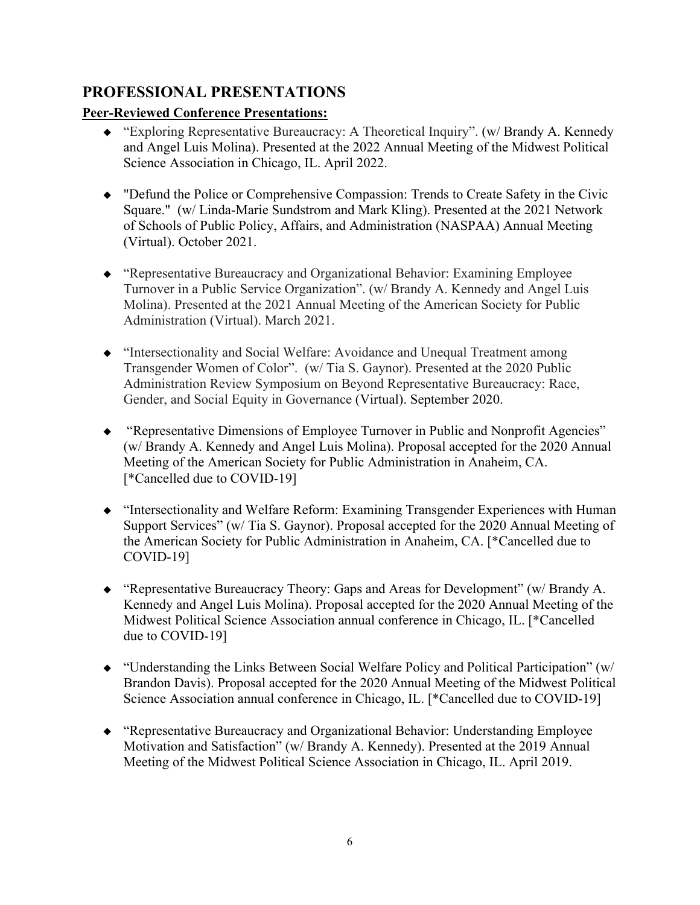## PROFESSIONAL PRESENTATIONS

**Peer-Reviewed Conference Presentations:**

- "Exploring Representative Bureaucracy: A Theoretical Inquiry". (w/ Brandy A. Kennedy and Angel Luis Molina). Presented at the 2022 Annual Meeting of the Midwest Political Science Association in Chicago, IL. April 2022.

- "Defund the Police or Comprehensive Compassion: Trends to Create Safety in the Civic Square." (w/ Linda-Marie Sundstrom and Mark Kling). Presented at the 2021 Network of Schools of Public Policy, Affairs, and Administration (NASPAA) Annual Meeting (Virtual). October 2021.

- "Representative Bureaucracy and Organizational Behavior: Examining Employee Turnover in a Public Service Organization". (w/ Brandy A. Kennedy and Angel Luis Molina). Presented at the 2021 Annual Meeting of the American Society for Public Administration (Virtual). March 2021.

- "Intersectionality and Social Welfare: Avoidance and Unequal Treatment among Transgender Women of Color". (w/ Tia S. Gaynor). Presented at the 2020 Public Administration Review Symposium on Beyond Representative Bureaucracy: Race, Gender, and Social Equity in Governance (Virtual). September 2020.

- "Representative Dimensions of Employee Turnover in Public and Nonprofit Agencies" (w/ Brandy A. Kennedy and Angel Luis Molina). Proposal accepted for the 2020 Annual Meeting of the American Society for Public Administration in Anaheim, CA. [*Cancelled due to COVID-19]

- "Intersectionality and Welfare Reform: Examining Transgender Experiences with Human Support Services" (w/ Tia S. Gaynor). Proposal accepted for the 2020 Annual Meeting of the American Society for Public Administration in Anaheim, CA. [*Cancelled due to COVID-19]

- "Representative Bureaucracy Theory: Gaps and Areas for Development" (w/ Brandy A. Kennedy and Angel Luis Molina). Proposal accepted for the 2020 Annual Meeting of the Midwest Political Science Association annual conference in Chicago, IL. [*Cancelled due to COVID-19]

- "Understanding the Links Between Social Welfare Policy and Political Participation" (w/ Brandon Davis). Proposal accepted for the 2020 Annual Meeting of the Midwest Political Science Association annual conference in Chicago, IL. [*Cancelled due to COVID-19]

- "Representative Bureaucracy and Organizational Behavior: Understanding Employee Motivation and Satisfaction" (w/ Brandy A. Kennedy). Presented at the 2019 Annual Meeting of the Midwest Political Science Association in Chicago, IL. April 2019.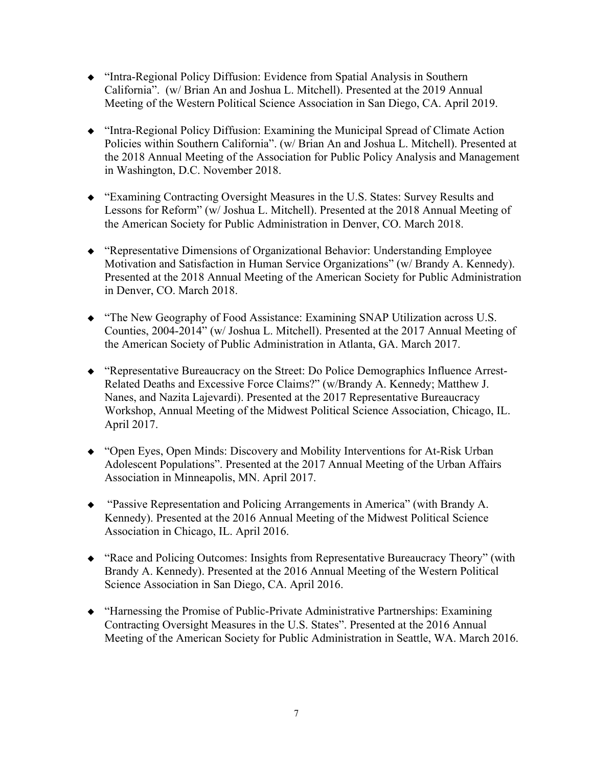- "Intra-Regional Policy Diffusion: Evidence from Spatial Analysis in Southern California". (w/ Brian An and Joshua L. Mitchell). Presented at the 2019 Annual Meeting of the Western Political Science Association in San Diego, CA. April 2019.

- "Intra-Regional Policy Diffusion: Examining the Municipal Spread of Climate Action Policies within Southern California". (w/ Brian An and Joshua L. Mitchell). Presented at the 2018 Annual Meeting of the Association for Public Policy Analysis and Management in Washington, D.C. November 2018.

- "Examining Contracting Oversight Measures in the U.S. States: Survey Results and Lessons for Reform" (w/ Joshua L. Mitchell). Presented at the 2018 Annual Meeting of the American Society for Public Administration in Denver, CO. March 2018.

- "Representative Dimensions of Organizational Behavior: Understanding Employee Motivation and Satisfaction in Human Service Organizations" (w/ Brandy A. Kennedy). Presented at the 2018 Annual Meeting of the American Society for Public Administration in Denver, CO. March 2018.

- "The New Geography of Food Assistance: Examining SNAP Utilization across U.S. Counties, 2004-2014" (w/ Joshua L. Mitchell). Presented at the 2017 Annual Meeting of the American Society of Public Administration in Atlanta, GA. March 2017.

- "Representative Bureaucracy on the Street: Do Police Demographics Influence Arrest-Related Deaths and Excessive Force Claims?" (w/Brandy A. Kennedy; Matthew J. Nanes, and Nazita Lajevardi). Presented at the 2017 Representative Bureaucracy Workshop, Annual Meeting of the Midwest Political Science Association, Chicago, IL. April 2017.

- "Open Eyes, Open Minds: Discovery and Mobility Interventions for At-Risk Urban Adolescent Populations". Presented at the 2017 Annual Meeting of the Urban Affairs Association in Minneapolis, MN. April 2017.

- "Passive Representation and Policing Arrangements in America" (with Brandy A. Kennedy). Presented at the 2016 Annual Meeting of the Midwest Political Science Association in Chicago, IL. April 2016.

- "Race and Policing Outcomes: Insights from Representative Bureaucracy Theory" (with Brandy A. Kennedy). Presented at the 2016 Annual Meeting of the Western Political Science Association in San Diego, CA. April 2016.

- "Harnessing the Promise of Public-Private Administrative Partnerships: Examining Contracting Oversight Measures in the U.S. States". Presented at the 2016 Annual Meeting of the American Society for Public Administration in Seattle, WA. March 2016.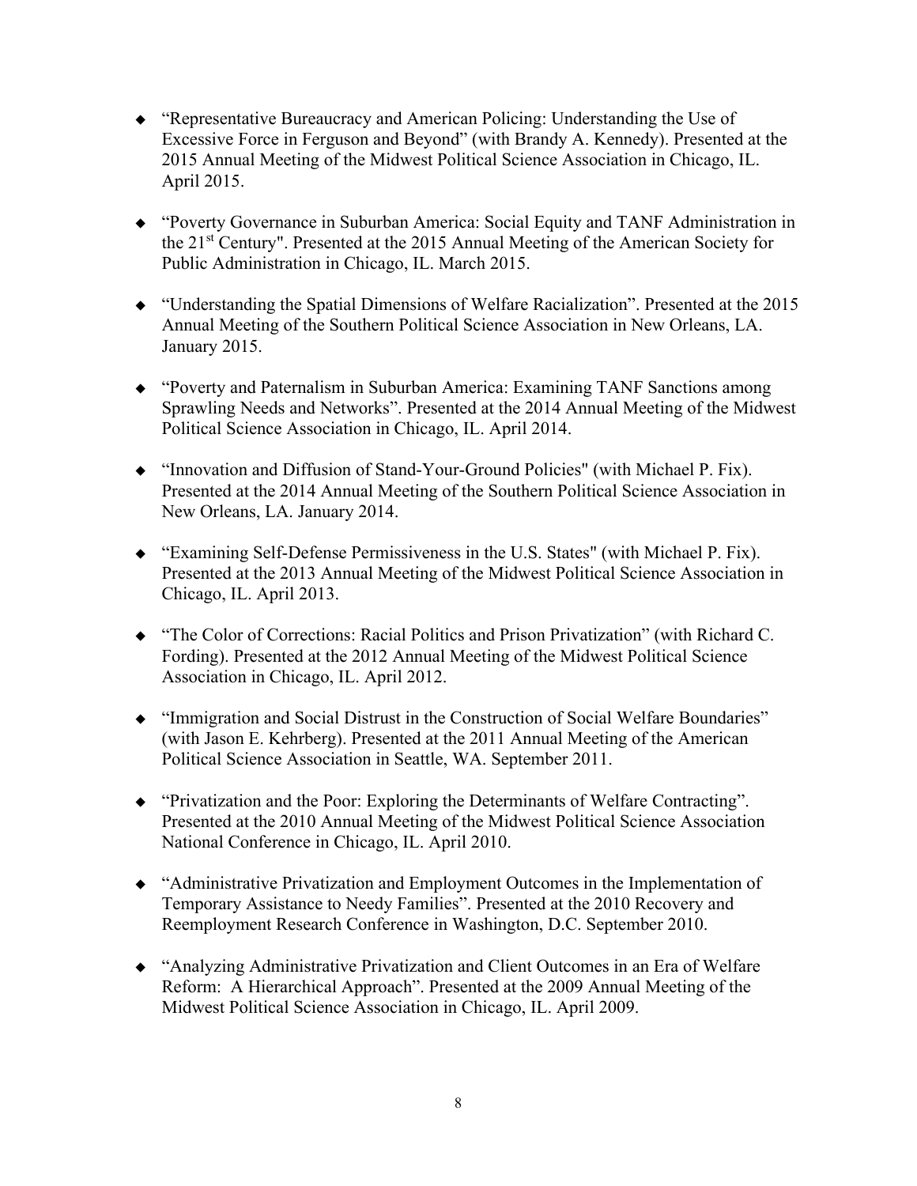- "Representative Bureaucracy and American Policing: Understanding the Use of Excessive Force in Ferguson and Beyond" (with Brandy A. Kennedy). Presented at the 2015 Annual Meeting of the Midwest Political Science Association in Chicago, IL. April 2015.

- "Poverty Governance in Suburban America: Social Equity and TANF Administration in the 21st Century". Presented at the 2015 Annual Meeting of the American Society for Public Administration in Chicago, IL. March 2015.

- "Understanding the Spatial Dimensions of Welfare Racialization". Presented at the 2015 Annual Meeting of the Southern Political Science Association in New Orleans, LA. January 2015.

- "Poverty and Paternalism in Suburban America: Examining TANF Sanctions among Sprawling Needs and Networks". Presented at the 2014 Annual Meeting of the Midwest Political Science Association in Chicago, IL. April 2014.

- "Innovation and Diffusion of Stand-Your-Ground Policies" (with Michael P. Fix). Presented at the 2014 Annual Meeting of the Southern Political Science Association in New Orleans, LA. January 2014.

- "Examining Self-Defense Permissiveness in the U.S. States" (with Michael P. Fix). Presented at the 2013 Annual Meeting of the Midwest Political Science Association in Chicago, IL. April 2013.

- "The Color of Corrections: Racial Politics and Prison Privatization" (with Richard C. Fording). Presented at the 2012 Annual Meeting of the Midwest Political Science Association in Chicago, IL. April 2012.

- "Immigration and Social Distrust in the Construction of Social Welfare Boundaries" (with Jason E. Kehrberg). Presented at the 2011 Annual Meeting of the American Political Science Association in Seattle, WA. September 2011.

- "Privatization and the Poor: Exploring the Determinants of Welfare Contracting". Presented at the 2010 Annual Meeting of the Midwest Political Science Association National Conference in Chicago, IL. April 2010.

- "Administrative Privatization and Employment Outcomes in the Implementation of Temporary Assistance to Needy Families". Presented at the 2010 Recovery and Reemployment Research Conference in Washington, D.C. September 2010.

- "Analyzing Administrative Privatization and Client Outcomes in an Era of Welfare Reform: A Hierarchical Approach". Presented at the 2009 Annual Meeting of the Midwest Political Science Association in Chicago, IL. April 2009.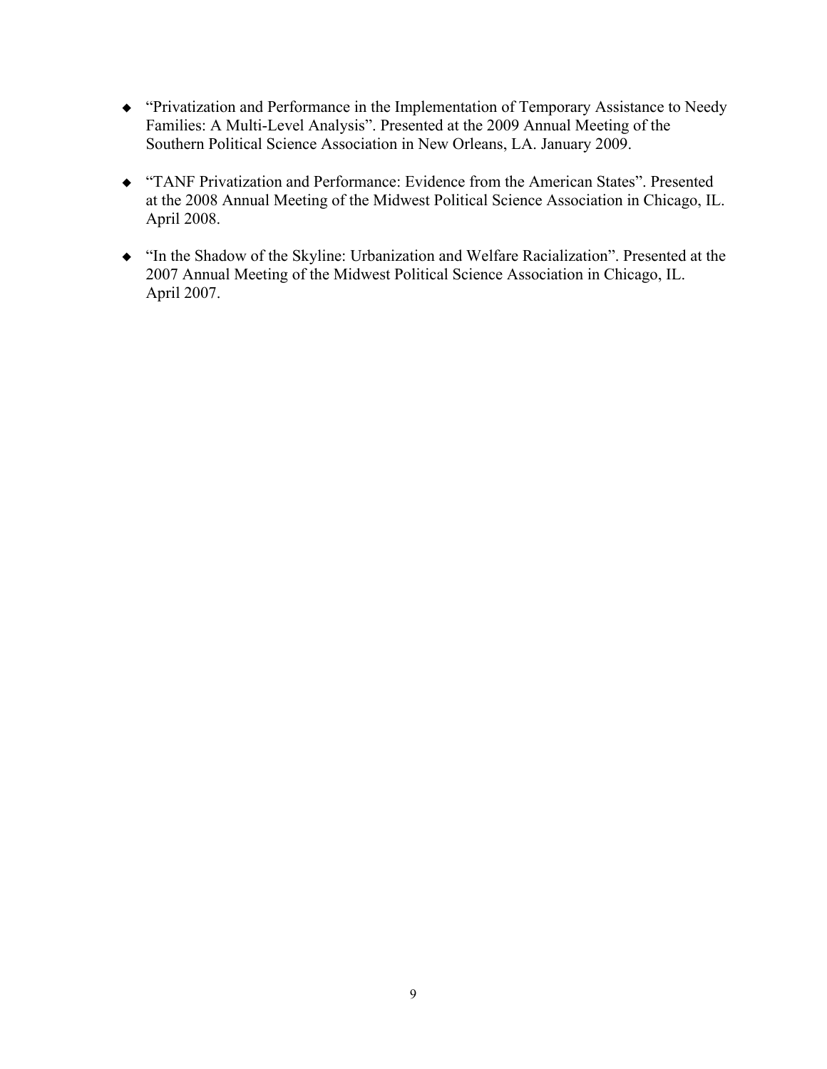- "Privatization and Performance in the Implementation of Temporary Assistance to Needy Families: A Multi-Level Analysis". Presented at the 2009 Annual Meeting of the Southern Political Science Association in New Orleans, LA. January 2009.

- "TANF Privatization and Performance: Evidence from the American States". Presented at the 2008 Annual Meeting of the Midwest Political Science Association in Chicago, IL. April 2008.

- "In the Shadow of the Skyline: Urbanization and Welfare Racialization". Presented at the 2007 Annual Meeting of the Midwest Political Science Association in Chicago, IL. April 2007.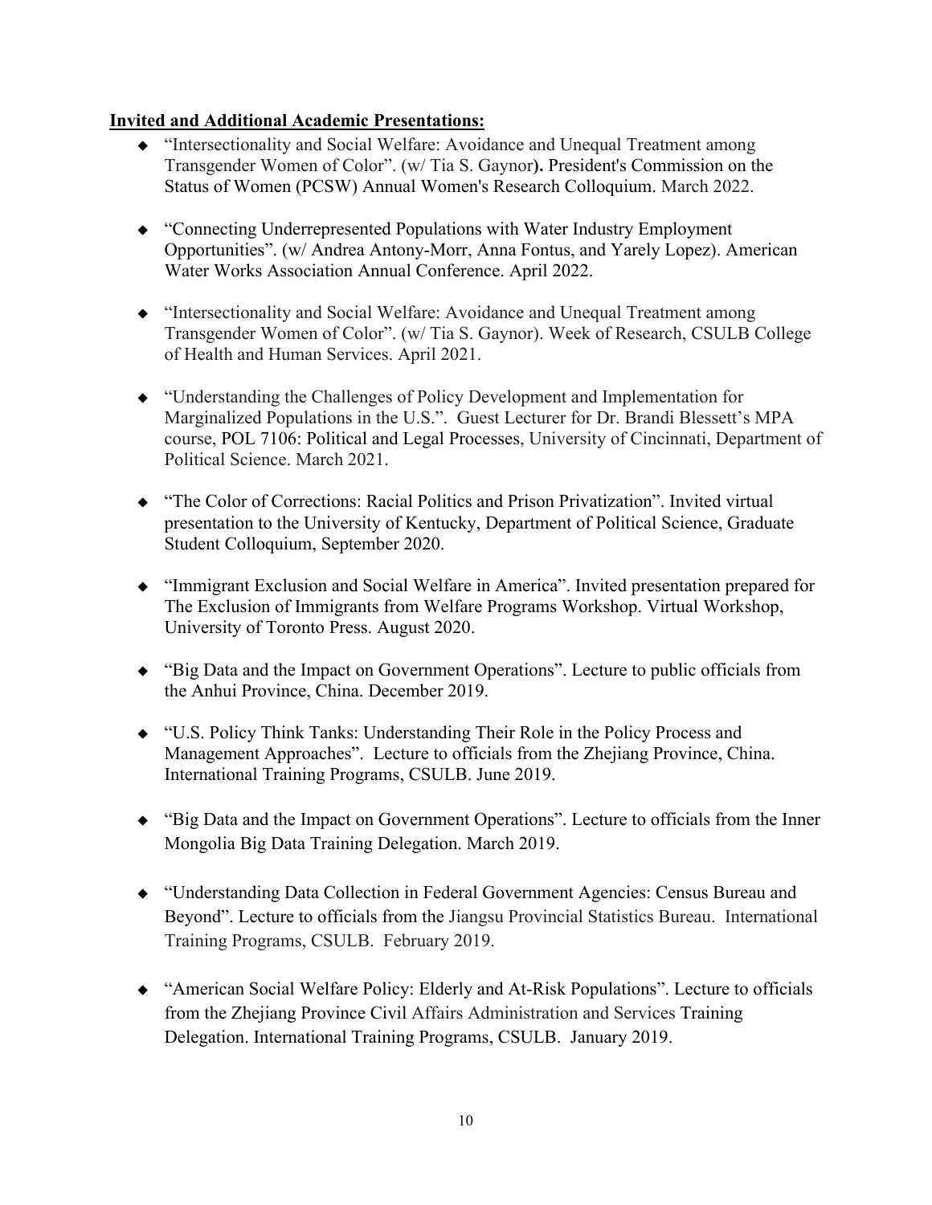**Invited and Additional Academic Presentations:**

- "Intersectionality and Social Welfare: Avoidance and Unequal Treatment among Transgender Women of Color". (w/ Tia S. Gaynor). President's Commission on the Status of Women (PCSW) Annual Women's Research Colloquium. March 2022.

- "Connecting Underrepresented Populations with Water Industry Employment Opportunities". (w/ Andrea Antony-Morr, Anna Fontus, and Yarely Lopez). American Water Works Association Annual Conference. April 2022.

- "Intersectionality and Social Welfare: Avoidance and Unequal Treatment among Transgender Women of Color". (w/ Tia S. Gaynor). Week of Research, CSULB College of Health and Human Services. April 2021.

- "Understanding the Challenges of Policy Development and Implementation for Marginalized Populations in the U.S.". Guest Lecturer for Dr. Brandi Blessett's MPA course, POL 7106: Political and Legal Processes, University of Cincinnati, Department of Political Science. March 2021.

- "The Color of Corrections: Racial Politics and Prison Privatization". Invited virtual presentation to the University of Kentucky, Department of Political Science, Graduate Student Colloquium, September 2020.

- "Immigrant Exclusion and Social Welfare in America". Invited presentation prepared for The Exclusion of Immigrants from Welfare Programs Workshop. Virtual Workshop, University of Toronto Press. August 2020.

- "Big Data and the Impact on Government Operations". Lecture to public officials from the Anhui Province, China. December 2019.

- "U.S. Policy Think Tanks: Understanding Their Role in the Policy Process and Management Approaches". Lecture to officials from the Zhejiang Province, China. International Training Programs, CSULB. June 2019.

- "Big Data and the Impact on Government Operations". Lecture to officials from the Inner Mongolia Big Data Training Delegation. March 2019.

- "Understanding Data Collection in Federal Government Agencies: Census Bureau and Beyond". Lecture to officials from the Jiangsu Provincial Statistics Bureau. International Training Programs, CSULB. February 2019.

- "American Social Welfare Policy: Elderly and At-Risk Populations". Lecture to officials from the Zhejiang Province Civil Affairs Administration and Services Training Delegation. International Training Programs, CSULB. January 2019.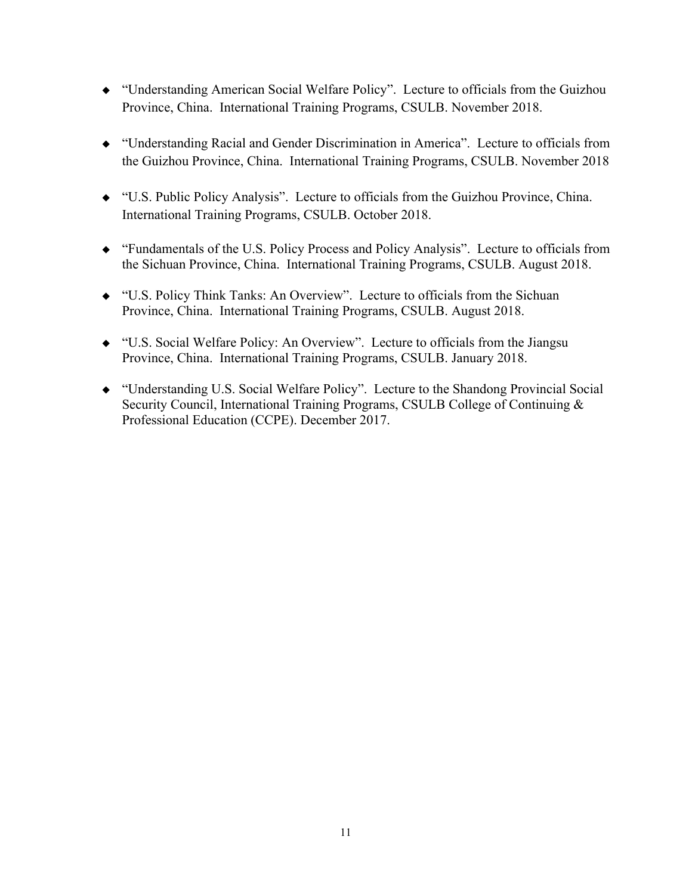- "Understanding American Social Welfare Policy". Lecture to officials from the Guizhou Province, China. International Training Programs, CSULB. November 2018.

- "Understanding Racial and Gender Discrimination in America". Lecture to officials from the Guizhou Province, China. International Training Programs, CSULB. November 2018

- "U.S. Public Policy Analysis". Lecture to officials from the Guizhou Province, China. International Training Programs, CSULB. October 2018.

- "Fundamentals of the U.S. Policy Process and Policy Analysis". Lecture to officials from the Sichuan Province, China. International Training Programs, CSULB. August 2018.

- "U.S. Policy Think Tanks: An Overview". Lecture to officials from the Sichuan Province, China. International Training Programs, CSULB. August 2018.

- "U.S. Social Welfare Policy: An Overview". Lecture to officials from the Jiangsu Province, China. International Training Programs, CSULB. January 2018.

- "Understanding U.S. Social Welfare Policy". Lecture to the Shandong Provincial Social Security Council, International Training Programs, CSULB College of Continuing & Professional Education (CCPE). December 2017.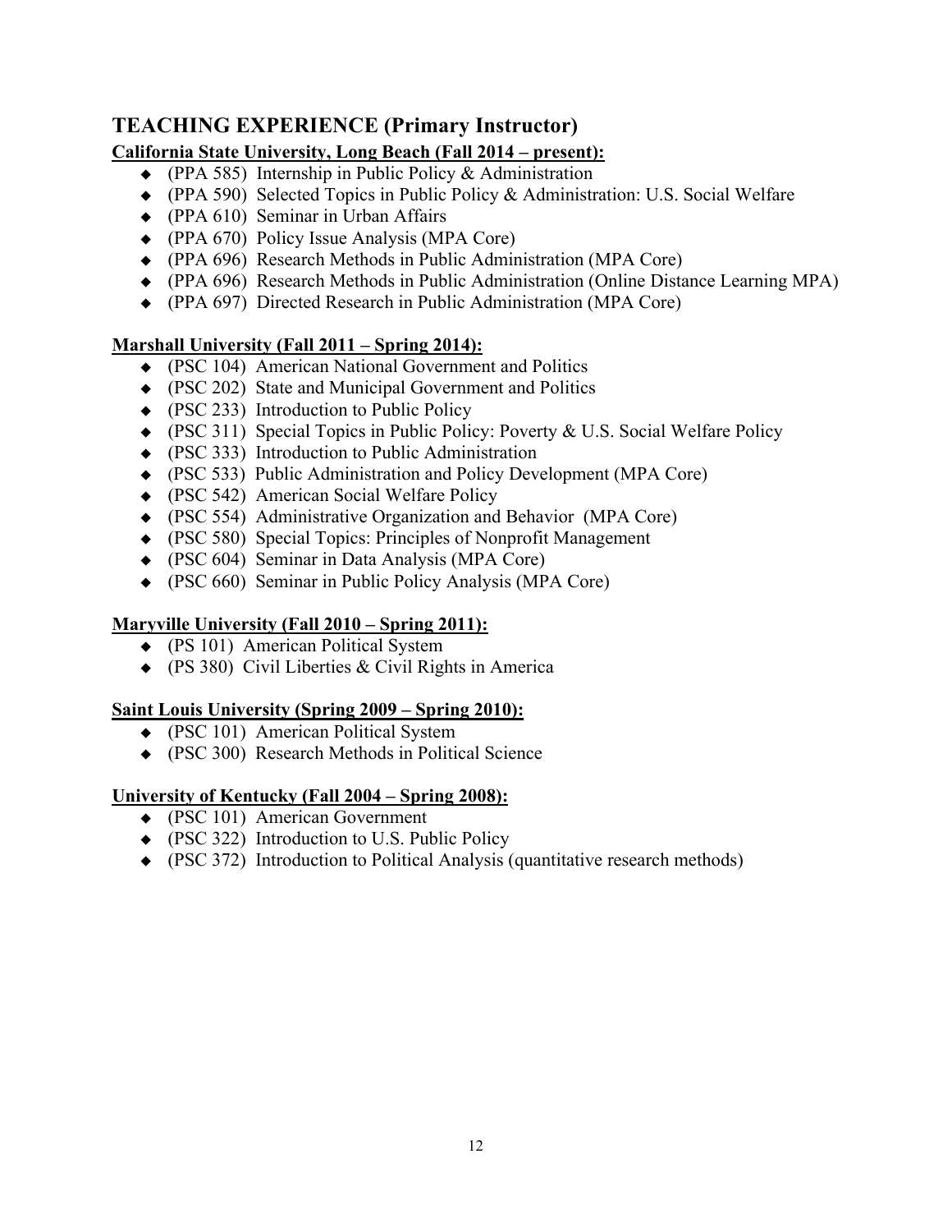## TEACHING EXPERIENCE (Primary Instructor)

**California State University, Long Beach (Fall 2014 – present):**

- (PPA 585) Internship in Public Policy & Administration
- (PPA 590) Selected Topics in Public Policy & Administration: U.S. Social Welfare
- (PPA 610) Seminar in Urban Affairs
- (PPA 670) Policy Issue Analysis (MPA Core)
- (PPA 696) Research Methods in Public Administration (MPA Core)
- (PPA 696) Research Methods in Public Administration (Online Distance Learning MPA)
- (PPA 697) Directed Research in Public Administration (MPA Core)

**Marshall University (Fall 2011 – Spring 2014):**

- (PSC 104) American National Government and Politics
- (PSC 202) State and Municipal Government and Politics
- (PSC 233) Introduction to Public Policy
- (PSC 311) Special Topics in Public Policy: Poverty & U.S. Social Welfare Policy
- (PSC 333) Introduction to Public Administration
- (PSC 533) Public Administration and Policy Development (MPA Core)
- (PSC 542) American Social Welfare Policy
- (PSC 554) Administrative Organization and Behavior (MPA Core)
- (PSC 580) Special Topics: Principles of Nonprofit Management
- (PSC 604) Seminar in Data Analysis (MPA Core)
- (PSC 660) Seminar in Public Policy Analysis (MPA Core)

**Maryville University (Fall 2010 – Spring 2011):**

- (PS 101) American Political System
- (PS 380) Civil Liberties & Civil Rights in America

**Saint Louis University (Spring 2009 – Spring 2010):**

- (PSC 101) American Political System
- (PSC 300) Research Methods in Political Science

**University of Kentucky (Fall 2004 – Spring 2008):**

- (PSC 101) American Government
- (PSC 322) Introduction to U.S. Public Policy
- (PSC 372) Introduction to Political Analysis (quantitative research methods)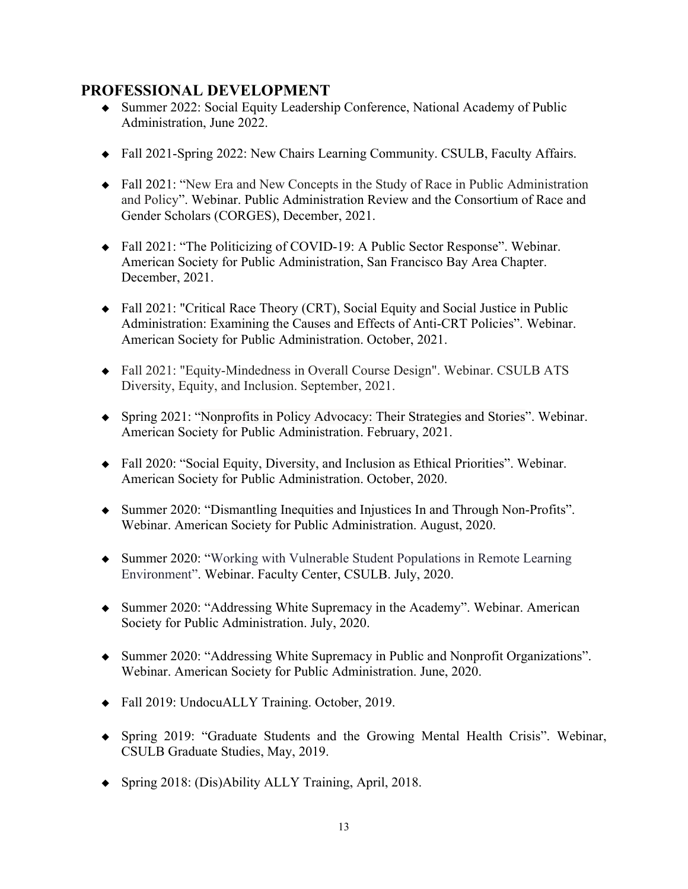## PROFESSIONAL DEVELOPMENT

- Summer 2022: Social Equity Leadership Conference, National Academy of Public Administration, June 2022.

- Fall 2021-Spring 2022: New Chairs Learning Community. CSULB, Faculty Affairs.

- Fall 2021: "New Era and New Concepts in the Study of Race in Public Administration and Policy". Webinar. Public Administration Review and the Consortium of Race and Gender Scholars (CORGES), December, 2021.

- Fall 2021: "The Politicizing of COVID-19: A Public Sector Response". Webinar. American Society for Public Administration, San Francisco Bay Area Chapter. December, 2021.

- Fall 2021: "Critical Race Theory (CRT), Social Equity and Social Justice in Public Administration: Examining the Causes and Effects of Anti-CRT Policies". Webinar. American Society for Public Administration. October, 2021.

- Fall 2021: "Equity-Mindedness in Overall Course Design". Webinar. CSULB ATS Diversity, Equity, and Inclusion. September, 2021.

- Spring 2021: "Nonprofits in Policy Advocacy: Their Strategies and Stories". Webinar. American Society for Public Administration. February, 2021.

- Fall 2020: "Social Equity, Diversity, and Inclusion as Ethical Priorities". Webinar. American Society for Public Administration. October, 2020.

- Summer 2020: "Dismantling Inequities and Injustices In and Through Non-Profits". Webinar. American Society for Public Administration. August, 2020.

- Summer 2020: "Working with Vulnerable Student Populations in Remote Learning Environment". Webinar. Faculty Center, CSULB. July, 2020.

- Summer 2020: "Addressing White Supremacy in the Academy". Webinar. American Society for Public Administration. July, 2020.

- Summer 2020: "Addressing White Supremacy in Public and Nonprofit Organizations". Webinar. American Society for Public Administration. June, 2020.

- Fall 2019: UndocuALLY Training. October, 2019.

- Spring 2019: "Graduate Students and the Growing Mental Health Crisis". Webinar, CSULB Graduate Studies, May, 2019.

- Spring 2018: (Dis)Ability ALLY Training, April, 2018.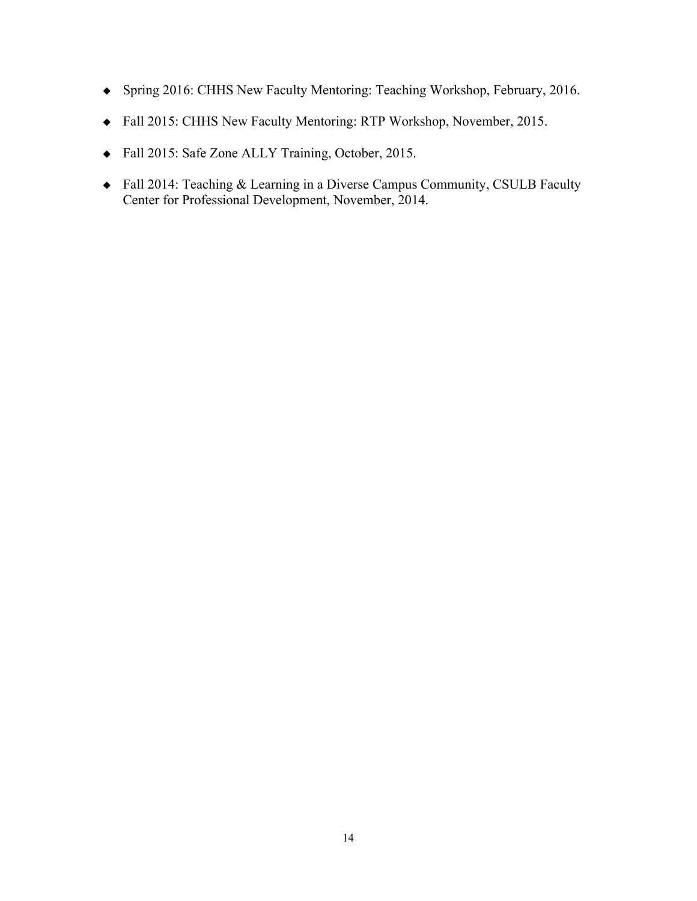- Spring 2016: CHHS New Faculty Mentoring: Teaching Workshop, February, 2016.
- Fall 2015: CHHS New Faculty Mentoring: RTP Workshop, November, 2015.
- Fall 2015: Safe Zone ALLY Training, October, 2015.
- Fall 2014: Teaching & Learning in a Diverse Campus Community, CSULB Faculty Center for Professional Development, November, 2014.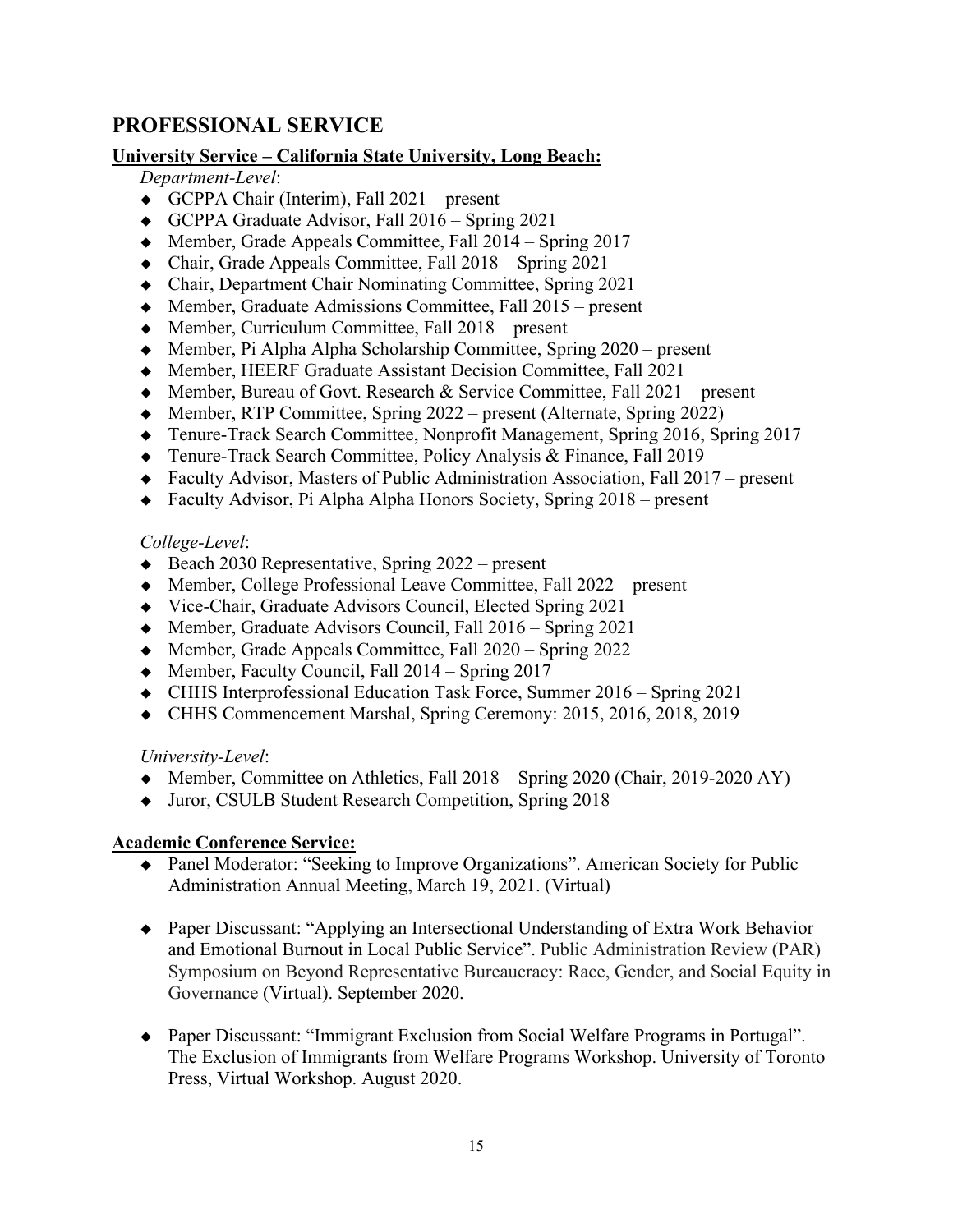## PROFESSIONAL SERVICE

**University Service – California State University, Long Beach:**

*Department-Level*:

- GCPPA Chair (Interim), Fall 2021 – present
- GCPPA Graduate Advisor, Fall 2016 – Spring 2021
- Member, Grade Appeals Committee, Fall 2014 – Spring 2017
- Chair, Grade Appeals Committee, Fall 2018 – Spring 2021
- Chair, Department Chair Nominating Committee, Spring 2021
- Member, Graduate Admissions Committee, Fall 2015 – present
- Member, Curriculum Committee, Fall 2018 – present
- Member, Pi Alpha Alpha Scholarship Committee, Spring 2020 – present
- Member, HEERF Graduate Assistant Decision Committee, Fall 2021
- Member, Bureau of Govt. Research & Service Committee, Fall 2021 – present
- Member, RTP Committee, Spring 2022 – present (Alternate, Spring 2022)
- Tenure-Track Search Committee, Nonprofit Management, Spring 2016, Spring 2017
- Tenure-Track Search Committee, Policy Analysis & Finance, Fall 2019
- Faculty Advisor, Masters of Public Administration Association, Fall 2017 – present
- Faculty Advisor, Pi Alpha Alpha Honors Society, Spring 2018 – present

*College-Level*:

- Beach 2030 Representative, Spring 2022 – present
- Member, College Professional Leave Committee, Fall 2022 – present
- Vice-Chair, Graduate Advisors Council, Elected Spring 2021
- Member, Graduate Advisors Council, Fall 2016 – Spring 2021
- Member, Grade Appeals Committee, Fall 2020 – Spring 2022
- Member, Faculty Council, Fall 2014 – Spring 2017
- CHHS Interprofessional Education Task Force, Summer 2016 – Spring 2021
- CHHS Commencement Marshal, Spring Ceremony: 2015, 2016, 2018, 2019

*University-Level*:

- Member, Committee on Athletics, Fall 2018 – Spring 2020 (Chair, 2019-2020 AY)
- Juror, CSULB Student Research Competition, Spring 2018

**Academic Conference Service:**

- Panel Moderator: "Seeking to Improve Organizations". American Society for Public Administration Annual Meeting, March 19, 2021. (Virtual)

- Paper Discussant: "Applying an Intersectional Understanding of Extra Work Behavior and Emotional Burnout in Local Public Service". Public Administration Review (PAR) Symposium on Beyond Representative Bureaucracy: Race, Gender, and Social Equity in Governance (Virtual). September 2020.

- Paper Discussant: "Immigrant Exclusion from Social Welfare Programs in Portugal". The Exclusion of Immigrants from Welfare Programs Workshop. University of Toronto Press, Virtual Workshop. August 2020.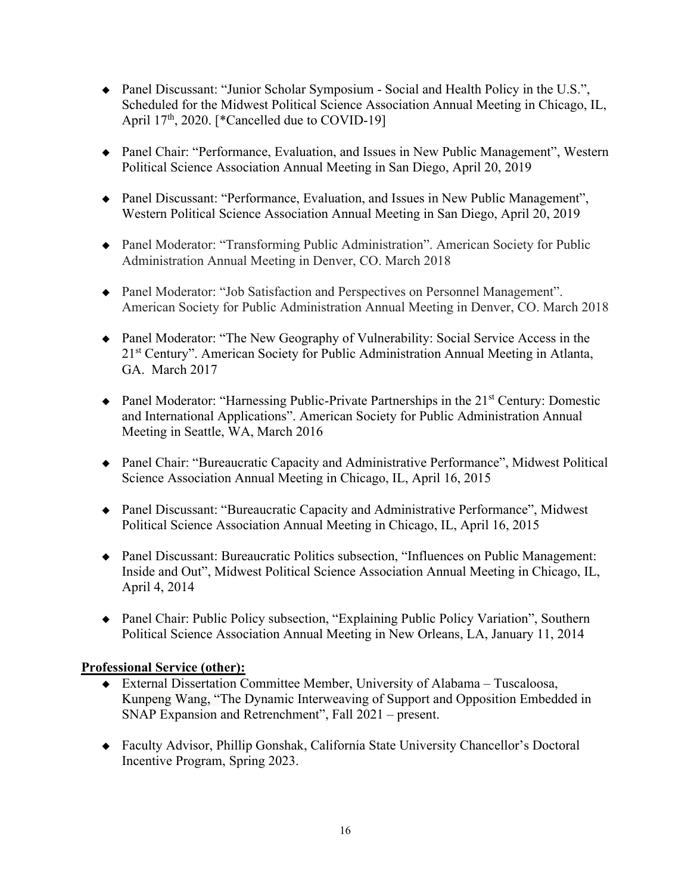- Panel Discussant: "Junior Scholar Symposium - Social and Health Policy in the U.S.", Scheduled for the Midwest Political Science Association Annual Meeting in Chicago, IL, April 17th, 2020. [*Cancelled due to COVID-19]

- Panel Chair: "Performance, Evaluation, and Issues in New Public Management", Western Political Science Association Annual Meeting in San Diego, April 20, 2019

- Panel Discussant: "Performance, Evaluation, and Issues in New Public Management", Western Political Science Association Annual Meeting in San Diego, April 20, 2019

- Panel Moderator: "Transforming Public Administration". American Society for Public Administration Annual Meeting in Denver, CO. March 2018

- Panel Moderator: "Job Satisfaction and Perspectives on Personnel Management". American Society for Public Administration Annual Meeting in Denver, CO. March 2018

- Panel Moderator: "The New Geography of Vulnerability: Social Service Access in the 21st Century". American Society for Public Administration Annual Meeting in Atlanta, GA. March 2017

- Panel Moderator: "Harnessing Public-Private Partnerships in the 21st Century: Domestic and International Applications". American Society for Public Administration Annual Meeting in Seattle, WA, March 2016

- Panel Chair: "Bureaucratic Capacity and Administrative Performance", Midwest Political Science Association Annual Meeting in Chicago, IL, April 16, 2015

- Panel Discussant: "Bureaucratic Capacity and Administrative Performance", Midwest Political Science Association Annual Meeting in Chicago, IL, April 16, 2015

- Panel Discussant: Bureaucratic Politics subsection, "Influences on Public Management: Inside and Out", Midwest Political Science Association Annual Meeting in Chicago, IL, April 4, 2014

- Panel Chair: Public Policy subsection, "Explaining Public Policy Variation", Southern Political Science Association Annual Meeting in New Orleans, LA, January 11, 2014

**Professional Service (other):**

- External Dissertation Committee Member, University of Alabama – Tuscaloosa, Kunpeng Wang, "The Dynamic Interweaving of Support and Opposition Embedded in SNAP Expansion and Retrenchment", Fall 2021 – present.

- Faculty Advisor, Phillip Gonshak, California State University Chancellor's Doctoral Incentive Program, Spring 2023.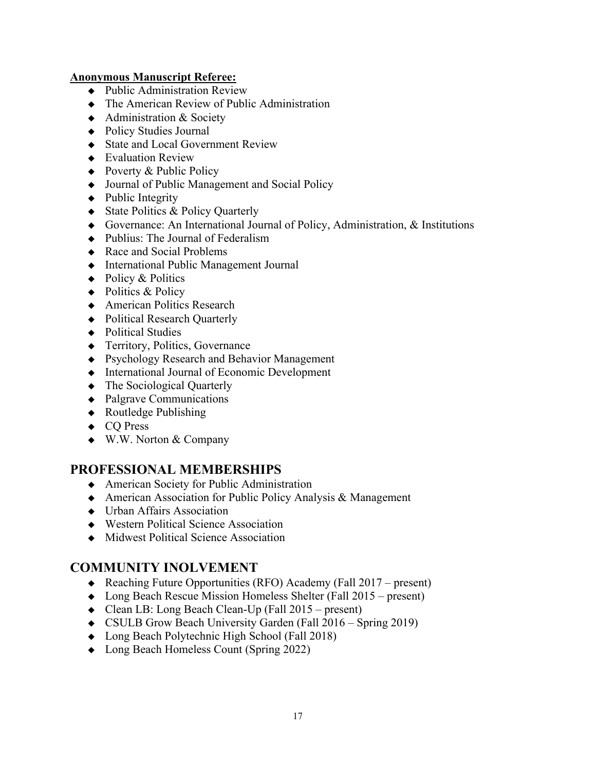**Anonymous Manuscript Referee:**

- Public Administration Review
- The American Review of Public Administration
- Administration & Society
- Policy Studies Journal
- State and Local Government Review
- Evaluation Review
- Poverty & Public Policy
- Journal of Public Management and Social Policy
- Public Integrity
- State Politics & Policy Quarterly
- Governance: An International Journal of Policy, Administration, & Institutions
- Publius: The Journal of Federalism
- Race and Social Problems
- International Public Management Journal
- Policy & Politics
- Politics & Policy
- American Politics Research
- Political Research Quarterly
- Political Studies
- Territory, Politics, Governance
- Psychology Research and Behavior Management
- International Journal of Economic Development
- The Sociological Quarterly
- Palgrave Communications
- Routledge Publishing
- CQ Press
- W.W. Norton & Company

## PROFESSIONAL MEMBERSHIPS

- American Society for Public Administration
- American Association for Public Policy Analysis & Management
- Urban Affairs Association
- Western Political Science Association
- Midwest Political Science Association

## COMMUNITY INOLVEMENT

- Reaching Future Opportunities (RFO) Academy (Fall 2017 – present)
- Long Beach Rescue Mission Homeless Shelter (Fall 2015 – present)
- Clean LB: Long Beach Clean-Up (Fall 2015 – present)
- CSULB Grow Beach University Garden (Fall 2016 – Spring 2019)
- Long Beach Polytechnic High School (Fall 2018)
- Long Beach Homeless Count (Spring 2022)